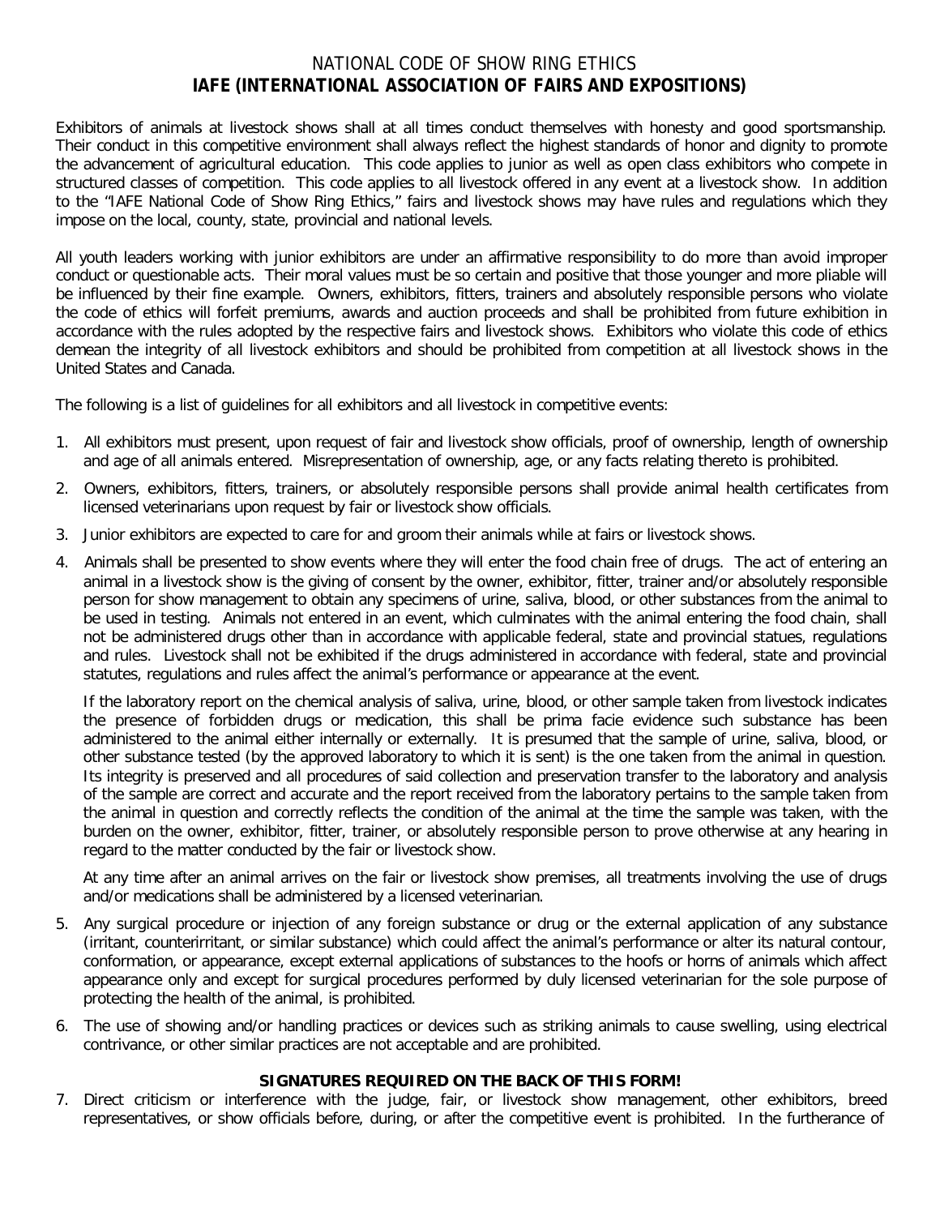# NATIONAL CODE OF SHOW RING ETHICS

## IAFE (INTERNATIONAL ASSOCIATION OF FAIRS AND EXPOSITIONS)

Exhibitors of animals at livestock shows shall at all times conduct themselves with honesty and good sportsmanship. Their conduct in this competitive environment shall always reflect the highest standards of honor and dignity to promote the advancement of agricultural education. This code applies to junior as well as open class exhibitors who compete in structured classes of competition. This code applies to all livestock offered in any event at a livestock show. In addition to the "IAFE National Code of Show Ring Ethics," fairs and livestock shows may have rules and regulations which they impose on the local, county, state, provincial and national levels.

All youth leaders working with junior exhibitors are under an affirmative responsibility to do more than avoid improper conduct or questionable acts. Their moral values must be so certain and positive that those younger and more pliable will be influenced by their fine example. Owners, exhibitors, fitters, trainers and absolutely responsible persons who violate the code of ethics will forfeit premiums, awards and auction proceeds and shall be prohibited from future exhibition in accordance with the rules adopted by the respective fairs and livestock shows. Exhibitors who violate this code of ethics demean the integrity of all livestock exhibitors and should be prohibited from competition at all livestock shows in the United States and Canada.

The following is a list of guidelines for all exhibitors and all livestock in competitive events:

1. All exhibitors must present, upon request of fair and livestock show officials, proof of ownership, length of ownership and age of all animals entered. Misrepresentation of ownership, age, or any facts relating thereto is prohibited.

2. Owners, exhibitors, fitters, trainers, or absolutely responsible persons shall provide animal health certificates from licensed veterinarians upon request by fair or livestock show officials.

3. Junior exhibitors are expected to care for and groom their animals while at fairs or livestock shows.

4. Animals shall be presented to show events where they will enter the food chain free of drugs. The act of entering an animal in a livestock show is the giving of consent by the owner, exhibitor, fitter, trainer and/or absolutely responsible person for show management to obtain any specimens of urine, saliva, blood, or other substances from the animal to be used in testing. Animals not entered in an event, which culminates with the animal entering the food chain, shall not be administered drugs other than in accordance with applicable federal, state and provincial statues, regulations and rules. Livestock shall not be exhibited if the drugs administered in accordance with federal, state and provincial statutes, regulations and rules affect the animal's performance or appearance at the event.

   If the laboratory report on the chemical analysis of saliva, urine, blood, or other sample taken from livestock indicates the presence of forbidden drugs or medication, this shall be prima facie evidence such substance has been administered to the animal either internally or externally. It is presumed that the sample of urine, saliva, blood, or other substance tested (by the approved laboratory to which it is sent) is the one taken from the animal in question. Its integrity is preserved and all procedures of said collection and preservation transfer to the laboratory and analysis of the sample are correct and accurate and the report received from the laboratory pertains to the sample taken from the animal in question and correctly reflects the condition of the animal at the time the sample was taken, with the burden on the owner, exhibitor, fitter, trainer, or absolutely responsible person to prove otherwise at any hearing in regard to the matter conducted by the fair or livestock show.

   At any time after an animal arrives on the fair or livestock show premises, all treatments involving the use of drugs and/or medications shall be administered by a licensed veterinarian.

5. Any surgical procedure or injection of any foreign substance or drug or the external application of any substance (irritant, counterirritant, or similar substance) which could affect the animal's performance or alter its natural contour, conformation, or appearance, except external applications of substances to the hoofs or horns of animals which affect appearance only and except for surgical procedures performed by duly licensed veterinarian for the sole purpose of protecting the health of the animal, is prohibited.

6. The use of showing and/or handling practices or devices such as striking animals to cause swelling, using electrical contrivance, or other similar practices are not acceptable and are prohibited.

**SIGNATURES REQUIRED ON THE BACK OF THIS FORM!**

7. Direct criticism or interference with the judge, fair, or livestock show management, other exhibitors, breed representatives, or show officials before, during, or after the competitive event is prohibited. In the furtherance of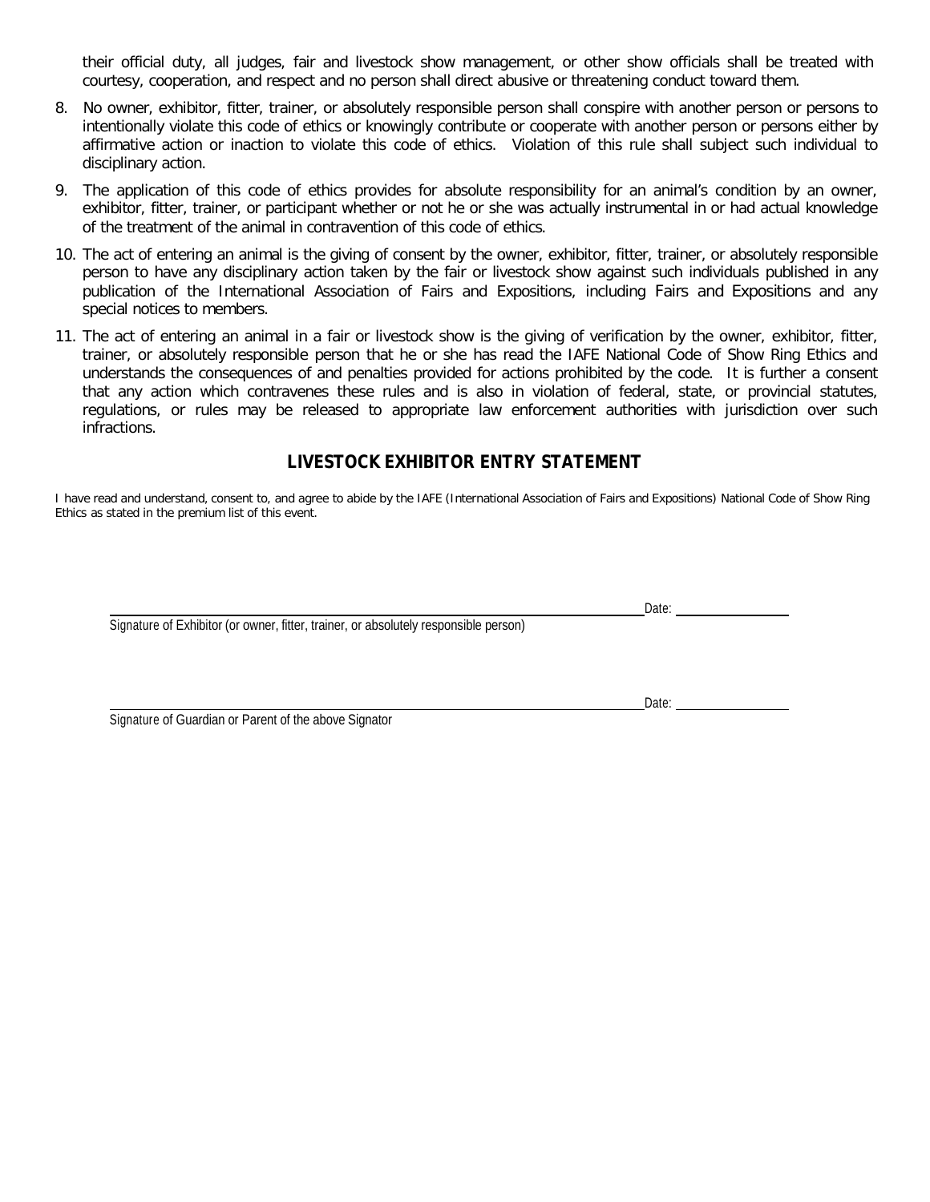their official duty, all judges, fair and livestock show management, or other show officials shall be treated with courtesy, cooperation, and respect and no person shall direct abusive or threatening conduct toward them.

8. No owner, exhibitor, fitter, trainer, or absolutely responsible person shall conspire with another person or persons to intentionally violate this code of ethics or knowingly contribute or cooperate with another person or persons either by affirmative action or inaction to violate this code of ethics. Violation of this rule shall subject such individual to disciplinary action.
9. The application of this code of ethics provides for absolute responsibility for an animal's condition by an owner, exhibitor, fitter, trainer, or participant whether or not he or she was actually instrumental in or had actual knowledge of the treatment of the animal in contravention of this code of ethics.
10. The act of entering an animal is the giving of consent by the owner, exhibitor, fitter, trainer, or absolutely responsible person to have any disciplinary action taken by the fair or livestock show against such individuals published in any publication of the International Association of Fairs and Expositions, including Fairs and Expositions and any special notices to members.
11. The act of entering an animal in a fair or livestock show is the giving of verification by the owner, exhibitor, fitter, trainer, or absolutely responsible person that he or she has read the IAFE National Code of Show Ring Ethics and understands the consequences of and penalties provided for actions prohibited by the code. It is further a consent that any action which contravenes these rules and is also in violation of federal, state, or provincial statutes, regulations, or rules may be released to appropriate law enforcement authorities with jurisdiction over such infractions.

## LIVESTOCK EXHIBITOR ENTRY STATEMENT

I have read and understand, consent to, and agree to abide by the IAFE (International Association of Fairs and Expositions) National Code of Show Ring Ethics as stated in the premium list of this event.

\_\_\_\_\_\_\_\_\_\_\_\_\_\_\_\_\_\_\_\_\_\_\_\_\_\_\_\_\_\_\_\_\_\_\_\_\_\_\_\_\_\_\_\_\_\_\_\_\_\_\_\_\_\_\_\_ Date: \_\_\_\_\_\_\_\_\_\_\_\_\_\_\_\_
Signature of Exhibitor (or owner, fitter, trainer, or absolutely responsible person)

\_\_\_\_\_\_\_\_\_\_\_\_\_\_\_\_\_\_\_\_\_\_\_\_\_\_\_\_\_\_\_\_\_\_\_\_\_\_\_\_\_\_\_\_\_\_\_\_\_\_\_\_\_\_\_\_ Date: \_\_\_\_\_\_\_\_\_\_\_\_\_\_\_\_
Signature of Guardian or Parent of the above Signator